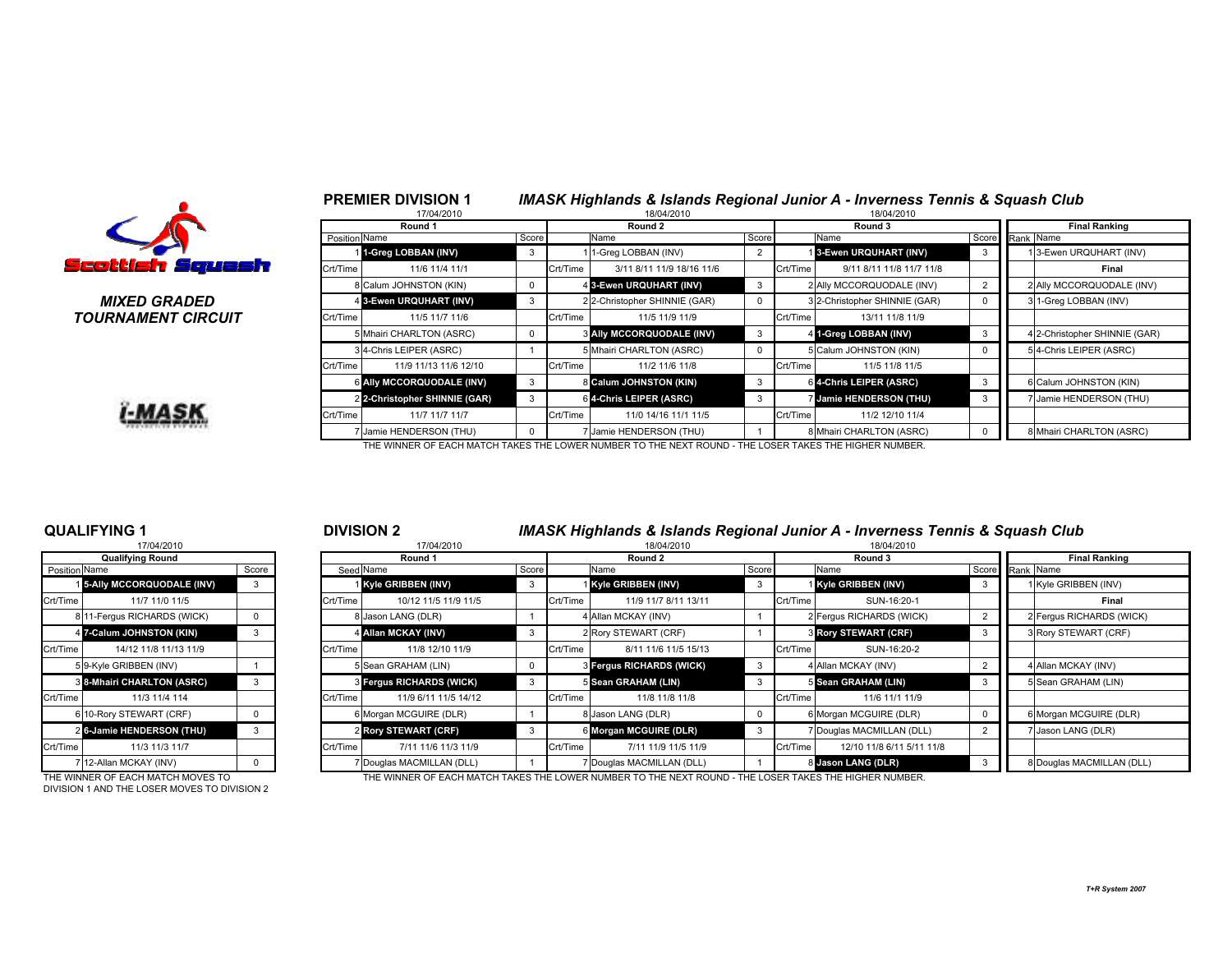Scottish Squash

*MIXED GRADED TOURNAMENT CIRCUIT*

i-MASK

## PREMIER DIVISION 1

### *IMASK Highlands & Islands Regional Junior A - Inverness Tennis & Squash Club*

| | 17/04/2010 | | | 18/04/2010 | | | 18/04/2010 | | | |
|---|---|---|---|---|---|---|---|---|---|---|
| | **Round 1** | | | **Round 2** | | | **Round 3** | | | **Final Ranking** |
| Position | Name | Score | | Name | Score | | Name | Score | Rank | Name |
| 1 | **1-Greg LOBBAN (INV)** | 3 | 1 | 1-Greg LOBBAN (INV) | 2 | 1 | **3-Ewen URQUHART (INV)** | 3 | 1 | 3-Ewen URQUHART (INV) |
| Crt/Time | 11/6 11/4 11/1 | | Crt/Time | 3/11 8/11 11/9 18/16 11/6 | | Crt/Time | 9/11 8/11 11/8 11/7 11/8 | | | **Final** |
| 8 | Calum JOHNSTON (KIN) | 0 | 4 | **3-Ewen URQUHART (INV)** | 3 | 2 | Ally MCCORQUODALE (INV) | 2 | 2 | Ally MCCORQUODALE (INV) |
| 4 | **3-Ewen URQUHART (INV)** | 3 | 2 | 2-Christopher SHINNIE (GAR) | 0 | 3 | 2-Christopher SHINNIE (GAR) | 0 | 3 | 1-Greg LOBBAN (INV) |
| Crt/Time | 11/5 11/7 11/6 | | Crt/Time | 11/5 11/9 11/9 | | Crt/Time | 13/11 11/8 11/9 | | | |
| 5 | Mhairi CHARLTON (ASRC) | 0 | 3 | **Ally MCCORQUODALE (INV)** | 3 | 4 | **1-Greg LOBBAN (INV)** | 3 | 4 | 2-Christopher SHINNIE (GAR) |
| 3 | 4-Chris LEIPER (ASRC) | 1 | 5 | Mhairi CHARLTON (ASRC) | 0 | 5 | Calum JOHNSTON (KIN) | 0 | 5 | 4-Chris LEIPER (ASRC) |
| Crt/Time | 11/9 11/13 11/6 12/10 | | Crt/Time | 11/2 11/6 11/8 | | Crt/Time | 11/5 11/8 11/5 | | | |
| 6 | **Ally MCCORQUODALE (INV)** | 3 | 8 | **Calum JOHNSTON (KIN)** | 3 | 6 | **4-Chris LEIPER (ASRC)** | 3 | 6 | Calum JOHNSTON (KIN) |
| 2 | **2-Christopher SHINNIE (GAR)** | 3 | 6 | **4-Chris LEIPER (ASRC)** | 3 | 7 | **Jamie HENDERSON (THU)** | 3 | 7 | Jamie HENDERSON (THU) |
| Crt/Time | 11/7 11/7 11/7 | | Crt/Time | 11/0 14/16 11/1 11/5 | | Crt/Time | 11/2 12/10 11/4 | | | |
| 7 | Jamie HENDERSON (THU) | 0 | 7 | Jamie HENDERSON (THU) | 1 | 8 | Mhairi CHARLTON (ASRC) | 0 | 8 | Mhairi CHARLTON (ASRC) |

THE WINNER OF EACH MATCH TAKES THE LOWER NUMBER TO THE NEXT ROUND - THE LOSER TAKES THE HIGHER NUMBER.

## QUALIFYING 1

| | 17/04/2010 | |
|---|---|---|
| | **Qualifying Round** | |
| Position | Name | Score |
| 1 | **5-Ally MCCORQUODALE (INV)** | 3 |
| Crt/Time | 11/7 11/0 11/5 | |
| 8 | 11-Fergus RICHARDS (WICK) | 0 |
| 4 | **7-Calum JOHNSTON (KIN)** | 3 |
| Crt/Time | 14/12 11/8 11/13 11/9 | |
| 5 | 9-Kyle GRIBBEN (INV) | 1 |
| 3 | **8-Mhairi CHARLTON (ASRC)** | 3 |
| Crt/Time | 11/3 11/4 114 | |
| 6 | 10-Rory STEWART (CRF) | 0 |
| 2 | **6-Jamie HENDERSON (THU)** | 3 |
| Crt/Time | 11/3 11/3 11/7 | |
| 7 | 12-Allan MCKAY (INV) | 0 |

THE WINNER OF EACH MATCH MOVES TO DIVISION 1 AND THE LOSER MOVES TO DIVISION 2

## DIVISION 2

### *IMASK Highlands & Islands Regional Junior A - Inverness Tennis & Squash Club*

| | 17/04/2010 | | | 18/04/2010 | | | 18/04/2010 | | | |
|---|---|---|---|---|---|---|---|---|---|---|
| | **Round 1** | | | **Round 2** | | | **Round 3** | | | **Final Ranking** |
| Seed | Name | Score | | Name | Score | | Name | Score | Rank | Name |
| 1 | **Kyle GRIBBEN (INV)** | 3 | 1 | **Kyle GRIBBEN (INV)** | 3 | 1 | **Kyle GRIBBEN (INV)** | 3 | 1 | Kyle GRIBBEN (INV) |
| Crt/Time | 10/12 11/5 11/9 11/5 | | Crt/Time | 11/9 11/7 8/11 13/11 | | Crt/Time | SUN-16:20-1 | | | **Final** |
| 8 | Jason LANG (DLR) | 1 | 4 | Allan MCKAY (INV) | 1 | 2 | Fergus RICHARDS (WICK) | 2 | 2 | Fergus RICHARDS (WICK) |
| 4 | **Allan MCKAY (INV)** | 3 | 2 | Rory STEWART (CRF) | 1 | 3 | **Rory STEWART (CRF)** | 3 | 3 | Rory STEWART (CRF) |
| Crt/Time | 11/8 12/10 11/9 | | Crt/Time | 8/11 11/6 11/5 15/13 | | Crt/Time | SUN-16:20-2 | | | |
| 5 | Sean GRAHAM (LIN) | 0 | 3 | **Fergus RICHARDS (WICK)** | 3 | 4 | Allan MCKAY (INV) | 2 | 4 | Allan MCKAY (INV) |
| 3 | **Fergus RICHARDS (WICK)** | 3 | 5 | **Sean GRAHAM (LIN)** | 3 | 5 | **Sean GRAHAM (LIN)** | 3 | 5 | Sean GRAHAM (LIN) |
| Crt/Time | 11/9 6/11 11/5 14/12 | | Crt/Time | 11/8 11/8 11/8 | | Crt/Time | 11/6 11/1 11/9 | | | |
| 6 | Morgan MCGUIRE (DLR) | 1 | 8 | Jason LANG (DLR) | 0 | 6 | Morgan MCGUIRE (DLR) | 0 | 6 | Morgan MCGUIRE (DLR) |
| 2 | **Rory STEWART (CRF)** | 3 | 6 | **Morgan MCGUIRE (DLR)** | 3 | 7 | Douglas MACMILLAN (DLL) | 2 | 7 | Jason LANG (DLR) |
| Crt/Time | 7/11 11/6 11/3 11/9 | | Crt/Time | 7/11 11/9 11/5 11/9 | | Crt/Time | 12/10 11/8 6/11 5/11 11/8 | | | |
| 7 | Douglas MACMILLAN (DLL) | 1 | 7 | Douglas MACMILLAN (DLL) | 1 | 8 | **Jason LANG (DLR)** | 3 | 8 | Douglas MACMILLAN (DLL) |

THE WINNER OF EACH MATCH TAKES THE LOWER NUMBER TO THE NEXT ROUND - THE LOSER TAKES THE HIGHER NUMBER.

*T+R System 2007*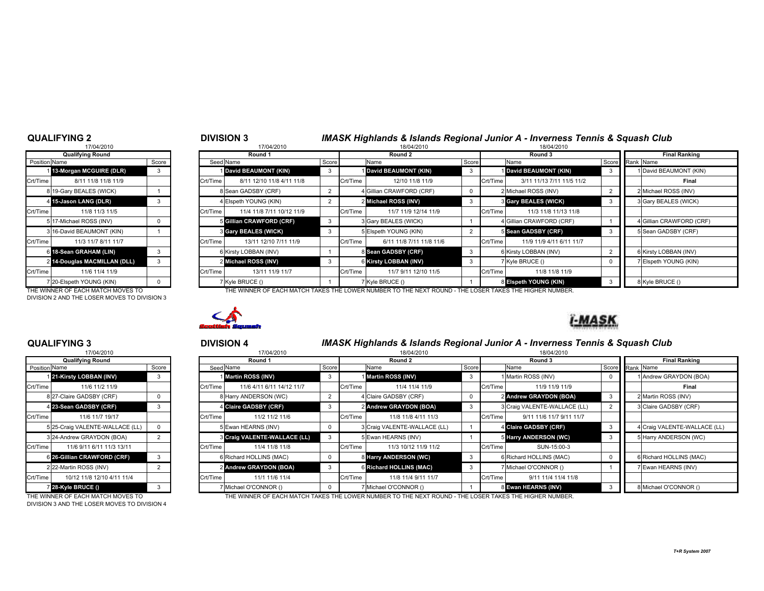## QUALIFYING 2

17/04/2010

| Qualifying Round | | |
|---|---|---|
| Position | Name | Score |
| 1 | **13-Morgan MCGUIRE (DLR)** | 3 |
| Crt/Time | 8/11 11/8 11/8 11/9 | |
| 8 | 19-Gary BEALES (WICK) | 1 |
| 4 | **15-Jason LANG (DLR)** | 3 |
| Crt/Time | 11/8 11/3 11/5 | |
| 5 | 17-Michael ROSS (INV) | 0 |
| 3 | 16-David BEAUMONT (KIN) | 1 |
| Crt/Time | 11/3 11/7 8/11 11/7 | |
| 6 | **18-Sean GRAHAM (LIN)** | 3 |
| 2 | **14-Douglas MACMILLAN (DLL)** | 3 |
| Crt/Time | 11/6 11/4 11/9 | |
| 7 | 20-Elspeth YOUNG (KIN) | 0 |

THE WINNER OF EACH MATCH MOVES TO DIVISION 2 AND THE LOSER MOVES TO DIVISION 3

## DIVISION 3

### *IMASK Highlands & Islands Regional Junior A - Inverness Tennis & Squash Club*

| Round 1 (17/04/2010) | | | Round 2 (18/04/2010) | | | Round 3 (18/04/2010) | | |
|---|---|---|---|---|---|---|---|---|
| Seed | Name | Score | | Name | Score | | Name | Score |
| 1 | **David BEAUMONT (KIN)** | 3 | 1 | **David BEAUMONT (KIN)** | 3 | 1 | **David BEAUMONT (KIN)** | 3 |
| Crt/Time | 8/11 12/10 11/8 4/11 11/8 | | Crt/Time | 12/10 11/8 11/9 | | Crt/Time | 3/11 11/13 7/11 11/5 11/2 | |
| 8 | Sean GADSBY (CRF) | 2 | 4 | Gillian CRAWFORD (CRF) | 0 | 2 | Michael ROSS (INV) | 2 |
| 4 | Elspeth YOUNG (KIN) | 2 | 2 | **Michael ROSS (INV)** | 3 | 3 | **Gary BEALES (WICK)** | 3 |
| Crt/Time | 11/4 11/8 7/11 10/12 11/9 | | Crt/Time | 11/7 11/9 12/14 11/9 | | Crt/Time | 11/3 11/8 11/13 11/8 | |
| 5 | **Gillian CRAWFORD (CRF)** | 3 | 3 | Gary BEALES (WICK) | 1 | 4 | Gillian CRAWFORD (CRF) | 1 |
| 3 | **Gary BEALES (WICK)** | 3 | 5 | Elspeth YOUNG (KIN) | 2 | 5 | **Sean GADSBY (CRF)** | 3 |
| Crt/Time | 13/11 12/10 7/11 11/9 | | Crt/Time | 6/11 11/8 7/11 11/8 11/6 | | Crt/Time | 11/9 11/9 4/11 6/11 11/7 | |
| 6 | Kirsty LOBBAN (INV) | 1 | 8 | **Sean GADSBY (CRF)** | 3 | 6 | Kirsty LOBBAN (INV) | 2 |
| 2 | **Michael ROSS (INV)** | 3 | 6 | **Kirsty LOBBAN (INV)** | 3 | 7 | Kyle BRUCE () | 0 |
| Crt/Time | 13/11 11/9 11/7 | | Crt/Time | 11/7 9/11 12/10 11/5 | | Crt/Time | 11/8 11/8 11/9 | |
| 7 | Kyle BRUCE () | 1 | 7 | Kyle BRUCE () | 1 | 8 | **Elspeth YOUNG (KIN)** | 3 |

| Final Ranking | |
|---|---|
| Rank | Name |
| 1 | David BEAUMONT (KIN) |
| | **Final** |
| 2 | Michael ROSS (INV) |
| 3 | Gary BEALES (WICK) |
| 4 | Gillian CRAWFORD (CRF) |
| 5 | Sean GADSBY (CRF) |
| 6 | Kirsty LOBBAN (INV) |
| 7 | Elspeth YOUNG (KIN) |
| 8 | Kyle BRUCE () |

THE WINNER OF EACH MATCH TAKES THE LOWER NUMBER TO THE NEXT ROUND - THE LOSER TAKES THE HIGHER NUMBER.

## QUALIFYING 3

17/04/2010

| Qualifying Round | | |
|---|---|---|
| Position | Name | Score |
| 1 | **21-Kirsty LOBBAN (INV)** | 3 |
| Crt/Time | 11/6 11/2 11/9 | |
| 8 | 27-Claire GADSBY (CRF) | 0 |
| 4 | **23-Sean GADSBY (CRF)** | 3 |
| Crt/Time | 11/6 11/7 19/17 | |
| 5 | 25-Craig VALENTE-WALLACE (LL) | 0 |
| 3 | 24-Andrew GRAYDON (BOA) | 2 |
| Crt/Time | 11/6 9/11 6/11 11/3 13/11 | |
| 6 | **26-Gillian CRAWFORD (CRF)** | 3 |
| 2 | 22-Martin ROSS (INV) | 2 |
| Crt/Time | 10/12 11/8 12/10 4/11 11/4 | |
| 7 | **28-Kyle BRUCE ()** | 3 |

THE WINNER OF EACH MATCH MOVES TO DIVISION 3 AND THE LOSER MOVES TO DIVISION 4

## DIVISION 4

### *IMASK Highlands & Islands Regional Junior A - Inverness Tennis & Squash Club*

| Round 1 (17/04/2010) | | | Round 2 (18/04/2010) | | | Round 3 (18/04/2010) | | |
|---|---|---|---|---|---|---|---|---|
| Seed | Name | Score | | Name | Score | | Name | Score |
| 1 | **Martin ROSS (INV)** | 3 | 1 | **Martin ROSS (INV)** | 3 | 1 | Martin ROSS (INV) | 0 |
| Crt/Time | 11/6 4/11 6/11 14/12 11/7 | | Crt/Time | 11/4 11/4 11/9 | | Crt/Time | 11/9 11/9 11/9 | |
| 8 | Harry ANDERSON (WC) | 2 | 4 | Claire GADSBY (CRF) | 0 | 2 | **Andrew GRAYDON (BOA)** | 3 |
| 4 | **Claire GADSBY (CRF)** | 3 | 2 | **Andrew GRAYDON (BOA)** | 3 | 3 | Craig VALENTE-WALLACE (LL) | 2 |
| Crt/Time | 11/2 11/2 11/6 | | Crt/Time | 11/8 11/8 4/11 11/3 | | Crt/Time | 9/11 11/6 11/7 9/11 11/7 | |
| 5 | Ewan HEARNS (INV) | 0 | 3 | Craig VALENTE-WALLACE (LL) | 1 | 4 | **Claire GADSBY (CRF)** | 3 |
| 3 | **Craig VALENTE-WALLACE (LL)** | 3 | 5 | Ewan HEARNS (INV) | 1 | 5 | **Harry ANDERSON (WC)** | 3 |
| Crt/Time | 11/4 11/8 11/8 | | Crt/Time | 11/3 10/12 11/9 11/2 | | Crt/Time | SUN-15:00-3 | |
| 6 | Richard HOLLINS (MAC) | 0 | 8 | **Harry ANDERSON (WC)** | 3 | 6 | Richard HOLLINS (MAC) | 0 |
| 2 | **Andrew GRAYDON (BOA)** | 3 | 6 | **Richard HOLLINS (MAC)** | 3 | 7 | Michael O'CONNOR () | 1 |
| Crt/Time | 11/1 11/6 11/4 | | Crt/Time | 11/8 11/4 9/11 11/7 | | Crt/Time | 9/11 11/4 11/4 11/8 | |
| 7 | Michael O'CONNOR () | 0 | 7 | Michael O'CONNOR () | 1 | 8 | **Ewan HEARNS (INV)** | 3 |

| Final Ranking | |
|---|---|
| Rank | Name |
| 1 | Andrew GRAYDON (BOA) |
| | **Final** |
| 2 | Martin ROSS (INV) |
| 3 | Claire GADSBY (CRF) |
| 4 | Craig VALENTE-WALLACE (LL) |
| 5 | Harry ANDERSON (WC) |
| 6 | Richard HOLLINS (MAC) |
| 7 | Ewan HEARNS (INV) |
| 8 | Michael O'CONNOR () |

THE WINNER OF EACH MATCH TAKES THE LOWER NUMBER TO THE NEXT ROUND - THE LOSER TAKES THE HIGHER NUMBER.

*T+R System 2007*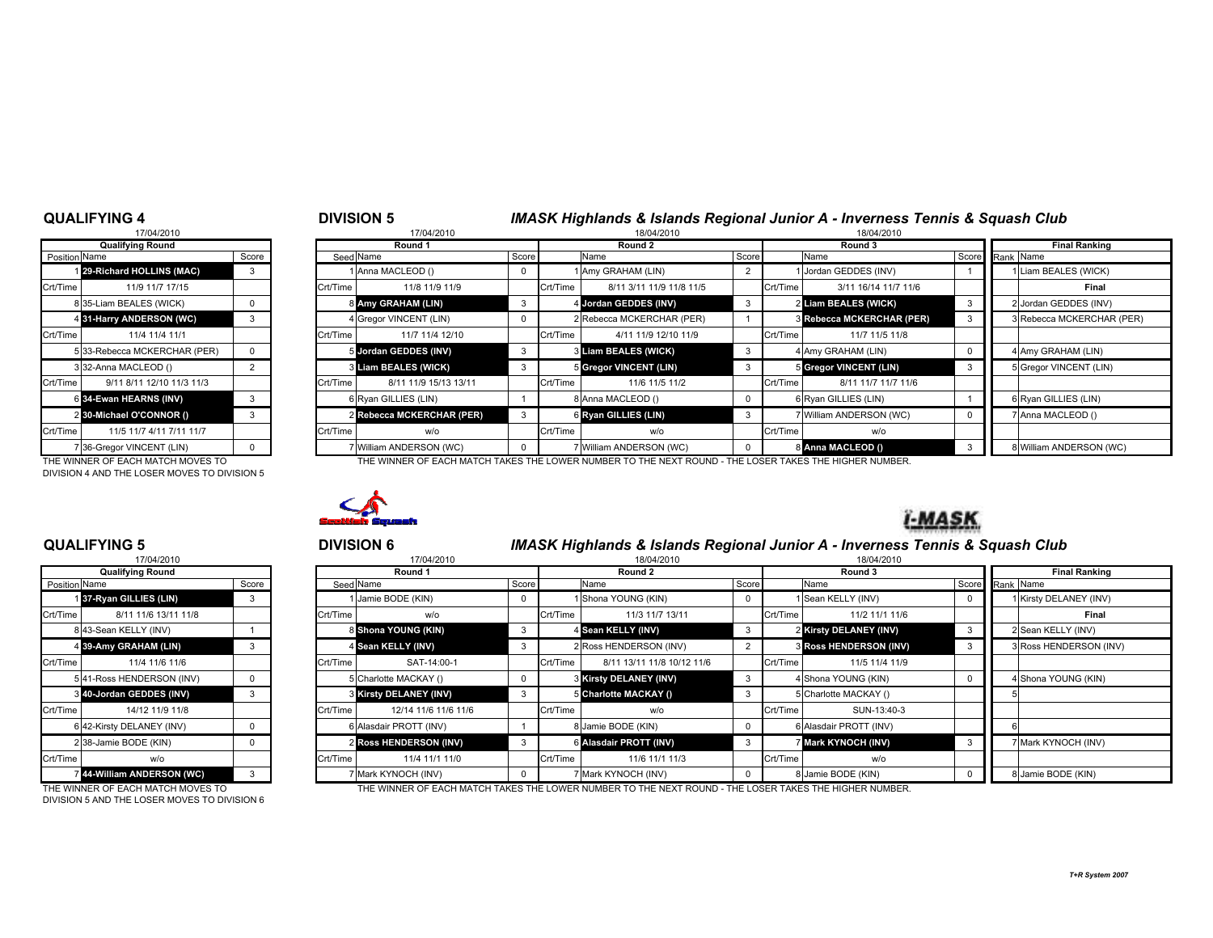## QUALIFYING 4

17/04/2010

| Position | Name | Score |
|---|---|---|
| | **Qualifying Round** | |
| 1 | **29-Richard HOLLINS (MAC)** | 3 |
| Crt/Time | 11/9 11/7 17/15 | |
| 8 | 35-Liam BEALES (WICK) | 0 |
| 4 | **31-Harry ANDERSON (WC)** | 3 |
| Crt/Time | 11/4 11/4 11/1 | |
| 5 | 33-Rebecca MCKERCHAR (PER) | 0 |
| 3 | 32-Anna MACLEOD () | 2 |
| Crt/Time | 9/11 8/11 12/10 11/3 11/3 | |
| 6 | **34-Ewan HEARNS (INV)** | 3 |
| 2 | **30-Michael O'CONNOR ()** | 3 |
| Crt/Time | 11/5 11/7 4/11 7/11 11/7 | |
| 7 | 36-Gregor VINCENT (LIN) | 0 |

THE WINNER OF EACH MATCH MOVES TO DIVISION 4 AND THE LOSER MOVES TO DIVISION 5

## DIVISION 5

### *IMASK Highlands & Islands Regional Junior A - Inverness Tennis & Squash Club*

| Seed | Round 1 (17/04/2010) Name | Score | | Round 2 (18/04/2010) Name | Score | | Round 3 (18/04/2010) Name | Score | Rank | Final Ranking Name |
|---|---|---|---|---|---|---|---|---|---|---|
| 1 | Anna MACLEOD () | 0 | 1 | Amy GRAHAM (LIN) | 2 | 1 | Jordan GEDDES (INV) | 1 | 1 | Liam BEALES (WICK) |
| Crt/Time | 11/8 11/9 11/9 | | Crt/Time | 8/11 3/11 11/9 11/8 11/5 | | Crt/Time | 3/11 16/14 11/7 11/6 | | | Final |
| 8 | **Amy GRAHAM (LIN)** | 3 | 4 | **Jordan GEDDES (INV)** | 3 | 2 | **Liam BEALES (WICK)** | 3 | 2 | Jordan GEDDES (INV) |
| 4 | Gregor VINCENT (LIN) | 0 | 2 | Rebecca MCKERCHAR (PER) | 1 | 3 | **Rebecca MCKERCHAR (PER)** | 3 | 3 | Rebecca MCKERCHAR (PER) |
| Crt/Time | 11/7 11/4 12/10 | | Crt/Time | 4/11 11/9 12/10 11/9 | | Crt/Time | 11/7 11/5 11/8 | | | |
| 5 | **Jordan GEDDES (INV)** | 3 | 3 | **Liam BEALES (WICK)** | 3 | 4 | Amy GRAHAM (LIN) | 0 | 4 | Amy GRAHAM (LIN) |
| 3 | **Liam BEALES (WICK)** | 3 | 5 | **Gregor VINCENT (LIN)** | 3 | 5 | **Gregor VINCENT (LIN)** | 3 | 5 | Gregor VINCENT (LIN) |
| Crt/Time | 8/11 11/9 15/13 13/11 | | Crt/Time | 11/6 11/5 11/2 | | Crt/Time | 8/11 11/7 11/7 11/6 | | | |
| 6 | Ryan GILLIES (LIN) | 1 | 8 | Anna MACLEOD () | 0 | 6 | Ryan GILLIES (LIN) | 1 | 6 | Ryan GILLIES (LIN) |
| 2 | **Rebecca MCKERCHAR (PER)** | 3 | 6 | **Ryan GILLIES (LIN)** | 3 | 7 | William ANDERSON (WC) | 0 | 7 | Anna MACLEOD () |
| Crt/Time | w/o | | Crt/Time | w/o | | Crt/Time | w/o | | | |
| 7 | William ANDERSON (WC) | 0 | 7 | William ANDERSON (WC) | 0 | 8 | **Anna MACLEOD ()** | 3 | 8 | William ANDERSON (WC) |

THE WINNER OF EACH MATCH TAKES THE LOWER NUMBER TO THE NEXT ROUND - THE LOSER TAKES THE HIGHER NUMBER.

## QUALIFYING 5

17/04/2010

| Position | Name | Score |
|---|---|---|
| | **Qualifying Round** | |
| 1 | **37-Ryan GILLIES (LIN)** | 3 |
| Crt/Time | 8/11 11/6 13/11 11/8 | |
| 8 | 43-Sean KELLY (INV) | 1 |
| 4 | **39-Amy GRAHAM (LIN)** | 3 |
| Crt/Time | 11/4 11/6 11/6 | |
| 5 | 41-Ross HENDERSON (INV) | 0 |
| 3 | **40-Jordan GEDDES (INV)** | 3 |
| Crt/Time | 14/12 11/9 11/8 | |
| 6 | 42-Kirsty DELANEY (INV) | 0 |
| 2 | 38-Jamie BODE (KIN) | 0 |
| Crt/Time | w/o | |
| 7 | **44-William ANDERSON (WC)** | 3 |

THE WINNER OF EACH MATCH MOVES TO DIVISION 5 AND THE LOSER MOVES TO DIVISION 6

## DIVISION 6

### *IMASK Highlands & Islands Regional Junior A - Inverness Tennis & Squash Club*

| Seed | Round 1 (17/04/2010) Name | Score | | Round 2 (18/04/2010) Name | Score | | Round 3 (18/04/2010) Name | Score | Rank | Final Ranking Name |
|---|---|---|---|---|---|---|---|---|---|---|
| 1 | Jamie BODE (KIN) | 0 | 1 | Shona YOUNG (KIN) | 0 | 1 | Sean KELLY (INV) | 0 | 1 | Kirsty DELANEY (INV) |
| Crt/Time | w/o | | Crt/Time | 11/3 11/7 13/11 | | Crt/Time | 11/2 11/1 11/6 | | | Final |
| 8 | **Shona YOUNG (KIN)** | 3 | 4 | **Sean KELLY (INV)** | 3 | 2 | **Kirsty DELANEY (INV)** | 3 | 2 | Sean KELLY (INV) |
| 4 | **Sean KELLY (INV)** | 3 | 2 | Ross HENDERSON (INV) | 2 | 3 | **Ross HENDERSON (INV)** | 3 | 3 | Ross HENDERSON (INV) |
| Crt/Time | SAT-14:00-1 | | Crt/Time | 8/11 13/11 11/8 10/12 11/6 | | Crt/Time | 11/5 11/4 11/9 | | | |
| 5 | Charlotte MACKAY () | 0 | 3 | **Kirsty DELANEY (INV)** | 3 | 4 | Shona YOUNG (KIN) | 0 | 4 | Shona YOUNG (KIN) |
| 3 | **Kirsty DELANEY (INV)** | 3 | 5 | **Charlotte MACKAY ()** | 3 | 5 | Charlotte MACKAY () | | 5 | |
| Crt/Time | 12/14 11/6 11/6 11/6 | | Crt/Time | w/o | | Crt/Time | SUN-13:40-3 | | | |
| 6 | Alasdair PROTT (INV) | 1 | 8 | Jamie BODE (KIN) | 0 | 6 | Alasdair PROTT (INV) | | 6 | |
| 2 | **Ross HENDERSON (INV)** | 3 | 6 | **Alasdair PROTT (INV)** | 3 | 7 | **Mark KYNOCH (INV)** | 3 | 7 | Mark KYNOCH (INV) |
| Crt/Time | 11/4 11/1 11/0 | | Crt/Time | 11/6 11/1 11/3 | | Crt/Time | w/o | | | |
| 7 | Mark KYNOCH (INV) | 0 | 7 | Mark KYNOCH (INV) | 0 | 8 | Jamie BODE (KIN) | 0 | 8 | Jamie BODE (KIN) |

THE WINNER OF EACH MATCH TAKES THE LOWER NUMBER TO THE NEXT ROUND - THE LOSER TAKES THE HIGHER NUMBER.

*T+R System 2007*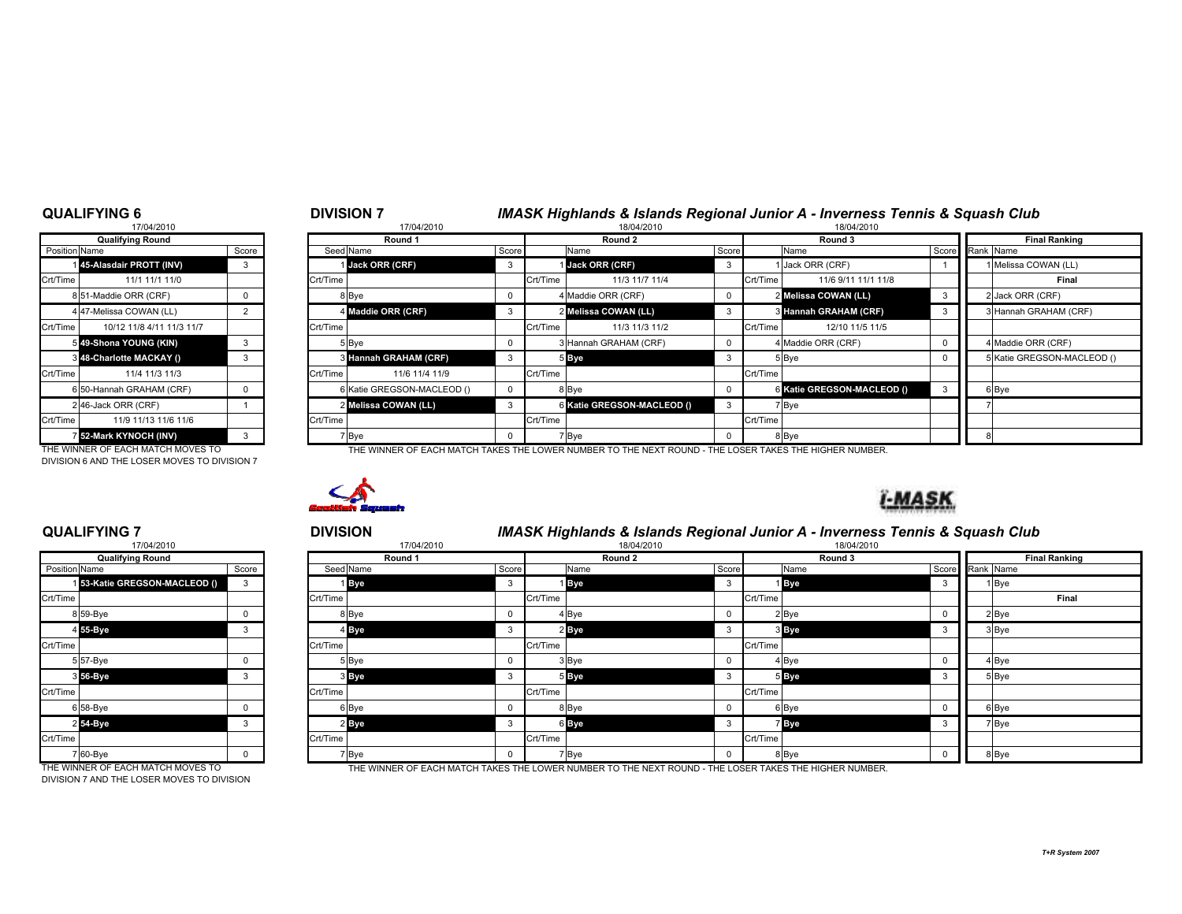## QUALIFYING 6

17/04/2010

| Qualifying Round | | |
|---|---|---|
| Position | Name | Score |
| 1 | 45-Alasdair PROTT (INV) | 3 |
| Crt/Time | 11/1 11/1 11/0 | |
| 8 | 51-Maddie ORR (CRF) | 0 |
| 4 | 47-Melissa COWAN (LL) | 2 |
| Crt/Time | 10/12 11/8 4/11 11/3 11/7 | |
| 5 | 49-Shona YOUNG (KIN) | 3 |
| 3 | 48-Charlotte MACKAY () | 3 |
| Crt/Time | 11/4 11/3 11/3 | |
| 6 | 50-Hannah GRAHAM (CRF) | 0 |
| 2 | 46-Jack ORR (CRF) | 1 |
| Crt/Time | 11/9 11/13 11/6 11/6 | |
| 7 | 52-Mark KYNOCH (INV) | 3 |

THE WINNER OF EACH MATCH MOVES TO DIVISION 6 AND THE LOSER MOVES TO DIVISION 7

## DIVISION 7

### *IMASK Highlands & Islands Regional Junior A - Inverness Tennis & Squash Club*

| Round 1 (17/04/2010) | | | Round 2 (18/04/2010) | | | Round 3 (18/04/2010) | | | Final Ranking | |
|---|---|---|---|---|---|---|---|---|---|---|
| Seed | Name | Score | | Name | Score | | Name | Score | Rank | Name |
| 1 | Jack ORR (CRF) | 3 | 1 | Jack ORR (CRF) | 3 | 1 | Jack ORR (CRF) | 1 | 1 | Melissa COWAN (LL) |
| Crt/Time | | | Crt/Time | 11/3 11/7 11/4 | | Crt/Time | 11/6 9/11 11/1 11/8 | | | Final |
| 8 | Bye | 0 | 4 | Maddie ORR (CRF) | 0 | 2 | Melissa COWAN (LL) | 3 | 2 | Jack ORR (CRF) |
| 4 | Maddie ORR (CRF) | 3 | 2 | Melissa COWAN (LL) | 3 | 3 | Hannah GRAHAM (CRF) | 3 | 3 | Hannah GRAHAM (CRF) |
| Crt/Time | | | Crt/Time | 11/3 11/3 11/2 | | Crt/Time | 12/10 11/5 11/5 | | | |
| 5 | Bye | 0 | 3 | Hannah GRAHAM (CRF) | 0 | 4 | Maddie ORR (CRF) | 0 | 4 | Maddie ORR (CRF) |
| 3 | Hannah GRAHAM (CRF) | 3 | 5 | Bye | 3 | 5 | Bye | 0 | 5 | Katie GREGSON-MACLEOD () |
| Crt/Time | 11/6 11/4 11/9 | | Crt/Time | | | Crt/Time | | | | |
| 6 | Katie GREGSON-MACLEOD () | 0 | 8 | Bye | 0 | 6 | Katie GREGSON-MACLEOD () | 3 | 6 | Bye |
| 2 | Melissa COWAN (LL) | 3 | 6 | Katie GREGSON-MACLEOD () | 3 | 7 | Bye | | 7 | |
| Crt/Time | | | Crt/Time | | | Crt/Time | | | | |
| 7 | Bye | 0 | 7 | Bye | 0 | 8 | Bye | | 8 | |

THE WINNER OF EACH MATCH TAKES THE LOWER NUMBER TO THE NEXT ROUND - THE LOSER TAKES THE HIGHER NUMBER.

## QUALIFYING 7

17/04/2010

| Qualifying Round | | |
|---|---|---|
| Position | Name | Score |
| 1 | 53-Katie GREGSON-MACLEOD () | 3 |
| Crt/Time | | |
| 8 | 59-Bye | 0 |
| 4 | 55-Bye | 3 |
| Crt/Time | | |
| 5 | 57-Bye | 0 |
| 3 | 56-Bye | 3 |
| Crt/Time | | |
| 6 | 58-Bye | 0 |
| 2 | 54-Bye | 3 |
| Crt/Time | | |
| 7 | 60-Bye | 0 |

THE WINNER OF EACH MATCH MOVES TO DIVISION 7 AND THE LOSER MOVES TO DIVISION

## DIVISION

### *IMASK Highlands & Islands Regional Junior A - Inverness Tennis & Squash Club*

| Round 1 (17/04/2010) | | | Round 2 (18/04/2010) | | | Round 3 (18/04/2010) | | | Final Ranking | |
|---|---|---|---|---|---|---|---|---|---|---|
| Seed | Name | Score | | Name | Score | | Name | Score | Rank | Name |
| 1 | Bye | 3 | 1 | Bye | 3 | 1 | Bye | 3 | 1 | Bye |
| Crt/Time | | | Crt/Time | | | Crt/Time | | | | Final |
| 8 | Bye | 0 | 4 | Bye | 0 | 2 | Bye | 0 | 2 | Bye |
| 4 | Bye | 3 | 2 | Bye | 3 | 3 | Bye | 3 | 3 | Bye |
| Crt/Time | | | Crt/Time | | | Crt/Time | | | | |
| 5 | Bye | 0 | 3 | Bye | 0 | 4 | Bye | 0 | 4 | Bye |
| 3 | Bye | 3 | 5 | Bye | 3 | 5 | Bye | 3 | 5 | Bye |
| Crt/Time | | | Crt/Time | | | Crt/Time | | | | |
| 6 | Bye | 0 | 8 | Bye | 0 | 6 | Bye | 0 | 6 | Bye |
| 2 | Bye | 3 | 6 | Bye | 3 | 7 | Bye | 3 | 7 | Bye |
| Crt/Time | | | Crt/Time | | | Crt/Time | | | | |
| 7 | Bye | 0 | 7 | Bye | 0 | 8 | Bye | 0 | 8 | Bye |

THE WINNER OF EACH MATCH TAKES THE LOWER NUMBER TO THE NEXT ROUND - THE LOSER TAKES THE HIGHER NUMBER.

*T+R System 2007*